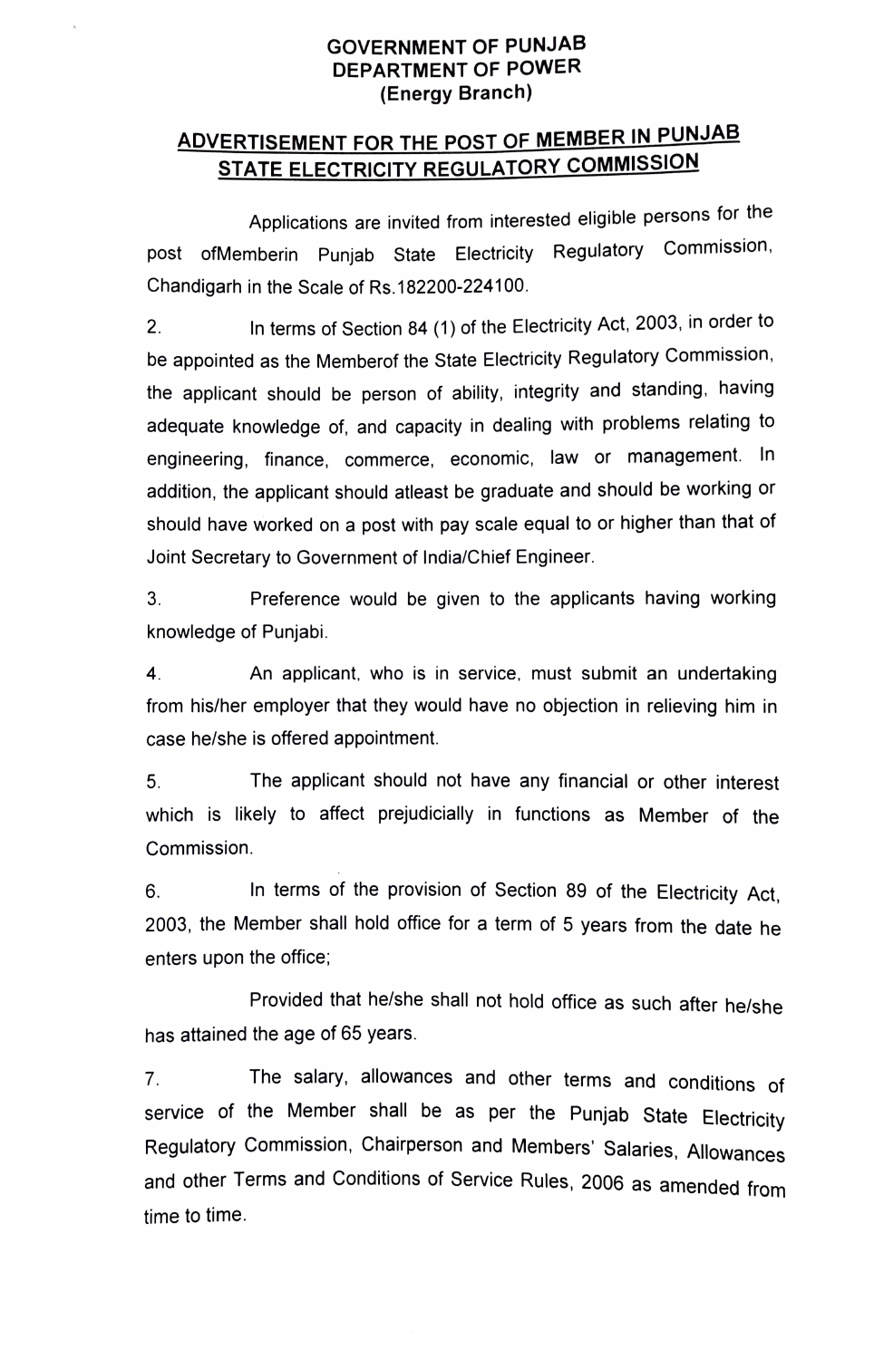**GOVERNMENT OF PUNJAB**
**DEPARTMENT OF POWER**
**(Energy Branch)**

## ADVERTISEMENT FOR THE POST OF MEMBER IN PUNJAB STATE ELECTRICITY REGULATORY COMMISSION

Applications are invited from interested eligible persons for the post ofMemberin Punjab State Electricity Regulatory Commission, Chandigarh in the Scale of Rs.182200-224100.

2. In terms of Section 84 (1) of the Electricity Act, 2003, in order to be appointed as the Memberof the State Electricity Regulatory Commission, the applicant should be person of ability, integrity and standing, having adequate knowledge of, and capacity in dealing with problems relating to engineering, finance, commerce, economic, law or management. In addition, the applicant should atleast be graduate and should be working or should have worked on a post with pay scale equal to or higher than that of Joint Secretary to Government of India/Chief Engineer.

3. Preference would be given to the applicants having working knowledge of Punjabi.

4. An applicant, who is in service, must submit an undertaking from his/her employer that they would have no objection in relieving him in case he/she is offered appointment.

5. The applicant should not have any financial or other interest which is likely to affect prejudicially in functions as Member of the Commission.

6. In terms of the provision of Section 89 of the Electricity Act, 2003, the Member shall hold office for a term of 5 years from the date he enters upon the office;

Provided that he/she shall not hold office as such after he/she has attained the age of 65 years.

7. The salary, allowances and other terms and conditions of service of the Member shall be as per the Punjab State Electricity Regulatory Commission, Chairperson and Members' Salaries, Allowances and other Terms and Conditions of Service Rules, 2006 as amended from time to time.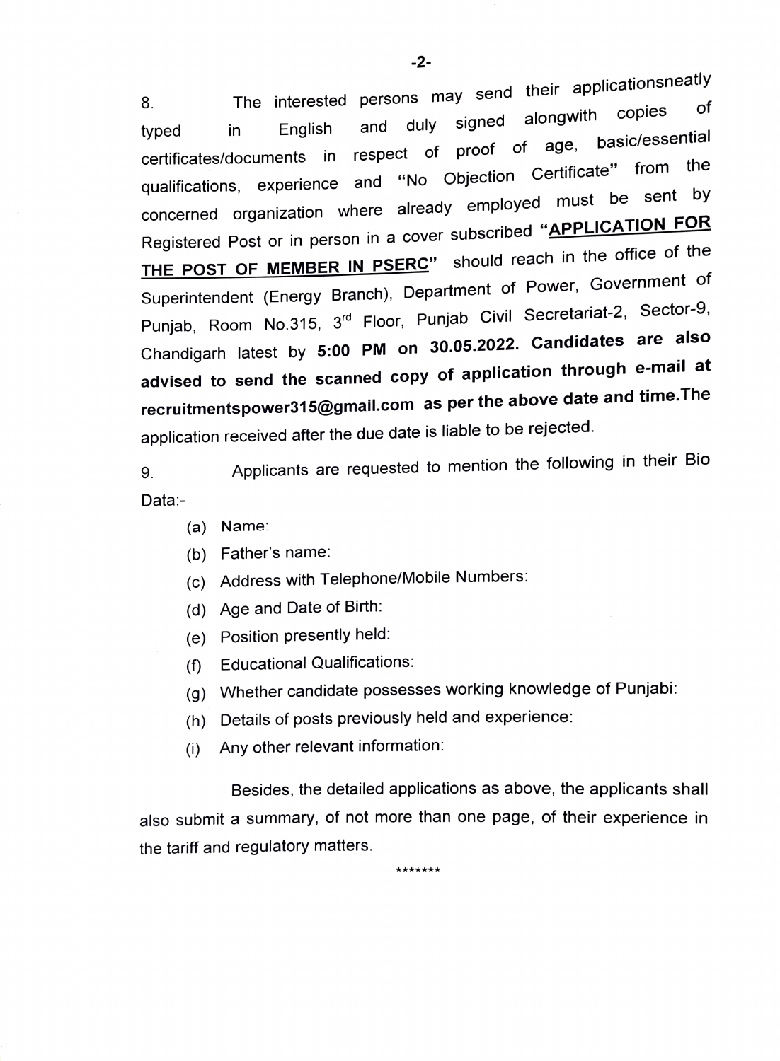8. The interested persons may send their applicationsneatly typed in English and duly signed alongwith copies of certificates/documents in respect of proof of age, basic/essential qualifications, experience and "No Objection Certificate" from the concerned organization where already employed must be sent by Registered Post or in person in a cover subscribed "**APPLICATION FOR THE POST OF MEMBER IN PSERC**" should reach in the office of the Superintendent (Energy Branch), Department of Power, Government of Punjab, Room No.315, 3rd Floor, Punjab Civil Secretariat-2, Sector-9, Chandigarh latest by **5:00 PM on 30.05.2022. Candidates are also advised to send the scanned copy of application through e-mail at recruitmentspower315@gmail.com as per the above date and time.**The application received after the due date is liable to be rejected.

9. Applicants are requested to mention the following in their Bio Data:-

(a) Name:
(b) Father's name:
(c) Address with Telephone/Mobile Numbers:
(d) Age and Date of Birth:
(e) Position presently held:
(f) Educational Qualifications:
(g) Whether candidate possesses working knowledge of Punjabi:
(h) Details of posts previously held and experience:
(i) Any other relevant information:

Besides, the detailed applications as above, the applicants shall also submit a summary, of not more than one page, of their experience in the tariff and regulatory matters.

*******